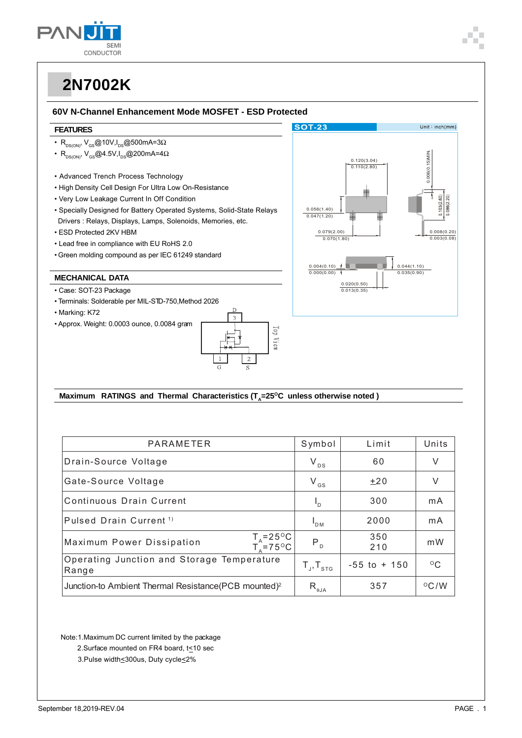# 2N7002K

## 60V N-Channel Enhancement Mode MOSFET - ESD Protected

### FEATURES

- $R_{DS(ON)}$, $V_{GS}$@10V,$I_{DS}$@500mA=3Ω
- $R_{DS(ON)}$, $V_{GS}$@4.5V,$I_{DS}$@200mA=4Ω

- Advanced Trench Process Technology
- High Density Cell Design For Ultra Low On-Resistance
- Very Low Leakage Current In Off Condition
- Specially Designed for Battery Operated Systems, Solid-State Relays Drivers : Relays, Displays, Lamps, Solenoids, Memories, etc.
- ESD Protected 2KV HBM
- Lead free in compliance with EU RoHS 2.0
- Green molding compound as per IEC 61249 standard

### MECHANICAL DATA

- Case: SOT-23 Package
- Terminals: Solderable per MIL-STD-750,Method 2026
- Marking: K72
- Approx. Weight: 0.0003 ounce, 0.0084 gram

SOT-23 Unit : inch(mm)

0.120(3.04) 0.110(2.80)
0.006(0.15)MIN.
0.103(2.60) 0.086(2.20)
0.056(1.40) 0.047(1.20)
0.079(2.00) 0.070(1.80)
0.008(0.20) 0.003(0.08)
0.004(0.10) 0.000(0.00)
0.044(1.10) 0.035(0.90)
0.020(0.50) 0.013(0.35)

D 3, 1 G, 2 S — Top View

### Maximum RATINGS and Thermal Characteristics ($T_A$=25°C unless otherwise noted )

| PARAMETER | Symbol | Limit | Units |
|---|---|---|---|
| Drain-Source Voltage | $V_{DS}$ | 60 | V |
| Gate-Source Voltage | $V_{GS}$ | ±20 | V |
| Continuous Drain Current | $I_D$ | 300 | mA |
| Pulsed Drain Current [1] | $I_{DM}$ | 2000 | mA |
| Maximum Power Dissipation $T_A$=25°C / $T_A$=75°C | $P_D$ | 350 / 210 | mW |
| Operating Junction and Storage Temperature Range | $T_J$, $T_{STG}$ | -55 to + 150 | °C |
| Junction-to Ambient Thermal Resistance(PCB mounted)[2] | $R_{θJA}$ | 357 | °C/W |

Note:1.Maximum DC current limited by the package
2.Surface mounted on FR4 board, t≤10 sec
3.Pulse width≤300us, Duty cycle≤2%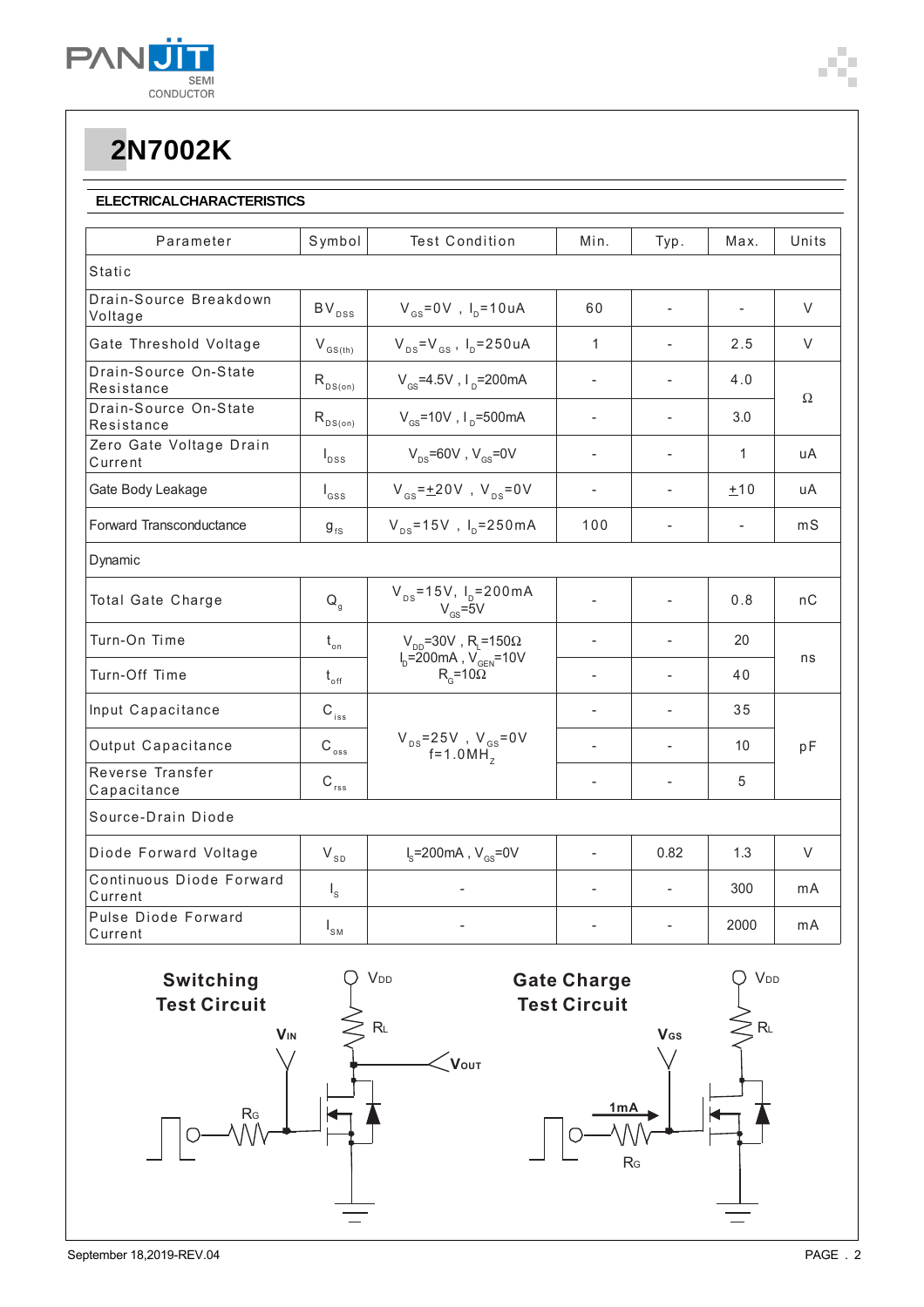# 2N7002K

## ELECTRICAL CHARACTERISTICS

| Parameter | Symbol | Test Condition | Min. | Typ. | Max. | Units |
|---|---|---|---|---|---|---|
| Static | | | | | | |
| Drain-Source Breakdown Voltage | $BV_{DSS}$ | $V_{GS}$=0V , $I_D$=10uA | 60 | - | - | V |
| Gate Threshold Voltage | $V_{GS(th)}$ | $V_{DS}$=$V_{GS}$ , $I_D$=250uA | 1 | - | 2.5 | V |
| Drain-Source On-State Resistance | $R_{DS(on)}$ | $V_{GS}$=4.5V , $I_D$=200mA | - | - | 4.0 | Ω |
| Drain-Source On-State Resistance | $R_{DS(on)}$ | $V_{GS}$=10V , $I_D$=500mA | - | - | 3.0 | Ω |
| Zero Gate Voltage Drain Current | $I_{DSS}$ | $V_{DS}$=60V , $V_{GS}$=0V | - | - | 1 | uA |
| Gate Body Leakage | $I_{GSS}$ | $V_{GS}$=±20V , $V_{DS}$=0V | - | - | ±10 | uA |
| Forward Transconductance | $g_{fs}$ | $V_{DS}$=15V , $I_D$=250mA | 100 | - | - | mS |
| Dynamic | | | | | | |
| Total Gate Charge | $Q_g$ | $V_{DS}$=15V, $I_D$=200mA $V_{GS}$=5V | - | - | 0.8 | nC |
| Turn-On Time | $t_{on}$ | $V_{DD}$=30V , $R_L$=150Ω $I_D$=200mA , $V_{GEN}$=10V $R_G$=10Ω | - | - | 20 | ns |
| Turn-Off Time | $t_{off}$ | | - | - | 40 | ns |
| Input Capacitance | $C_{iss}$ | $V_{DS}$=25V , $V_{GS}$=0V f=1.0MHz | - | - | 35 | pF |
| Output Capacitance | $C_{oss}$ | | - | - | 10 | pF |
| Reverse Transfer Capacitance | $C_{rss}$ | | - | - | 5 | pF |
| Source-Drain Diode | | | | | | |
| Diode Forward Voltage | $V_{SD}$ | $I_S$=200mA , $V_{GS}$=0V | - | 0.82 | 1.3 | V |
| Continuous Diode Forward Current | $I_S$ | - | - | - | 300 | mA |
| Pulse Diode Forward Current | $I_{SM}$ | - | - | - | 2000 | mA |

**Switching Test Circuit**

**Gate Charge Test Circuit**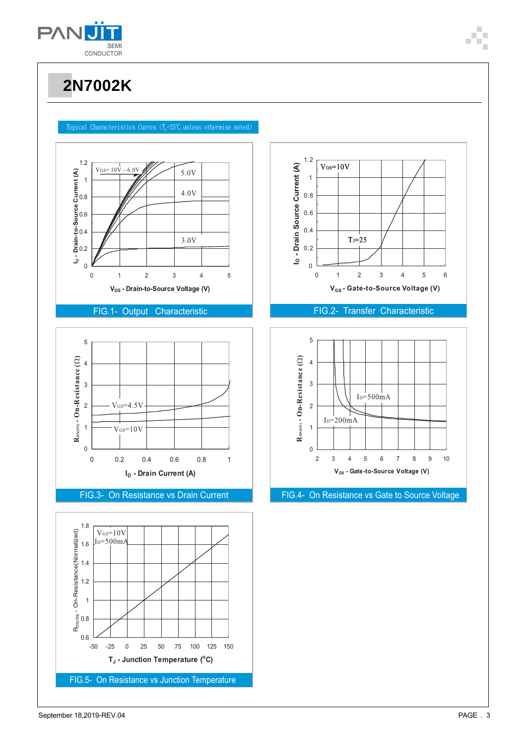# 2N7002K

Typical Characteristics Curves ($T_J$=25°C, unless otherwise noted)

FIG.1- Output Characteristic

FIG.2- Transfer Characteristic

FIG.3- On Resistance vs Drain Current

FIG.4- On Resistance vs Gate to Source Voltage

FIG.5- On Resistance vs Junction Temperature

September 18,2019-REV.04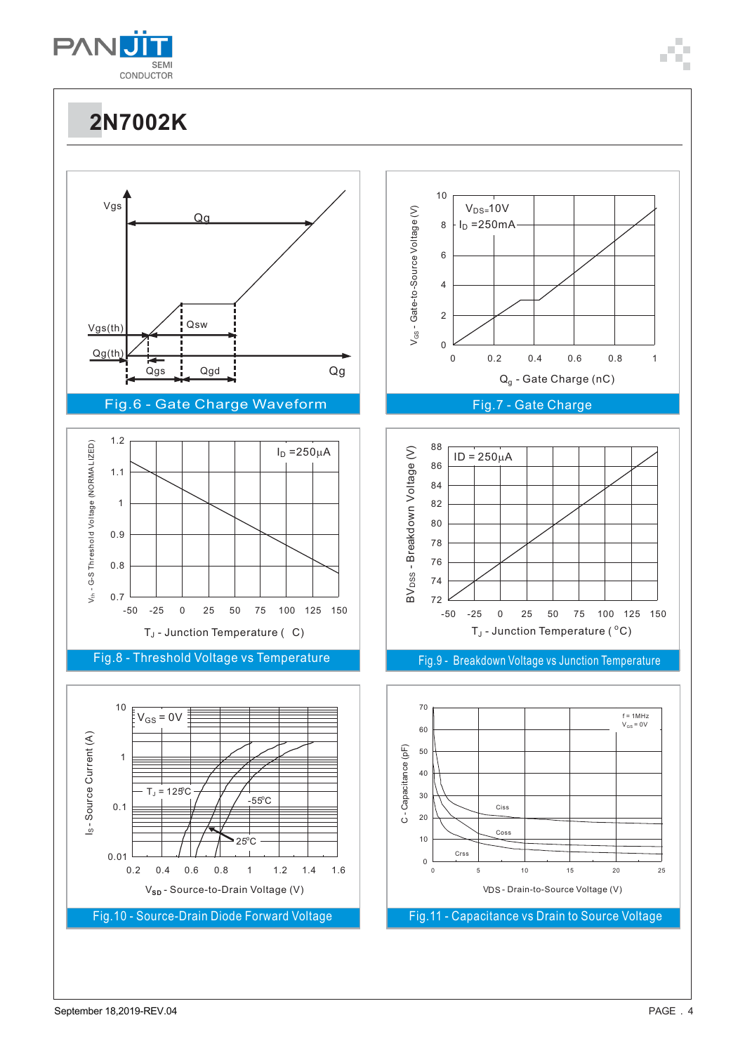# 2N7002K

Fig.6 - Gate Charge Waveform

Fig.7 - Gate Charge

Fig.8 - Threshold Voltage vs Temperature

Fig.9 - Breakdown Voltage vs Junction Temperature

Fig.10 - Source-Drain Diode Forward Voltage

Fig.11 - Capacitance vs Drain to Source Voltage

September 18,2019-REV.04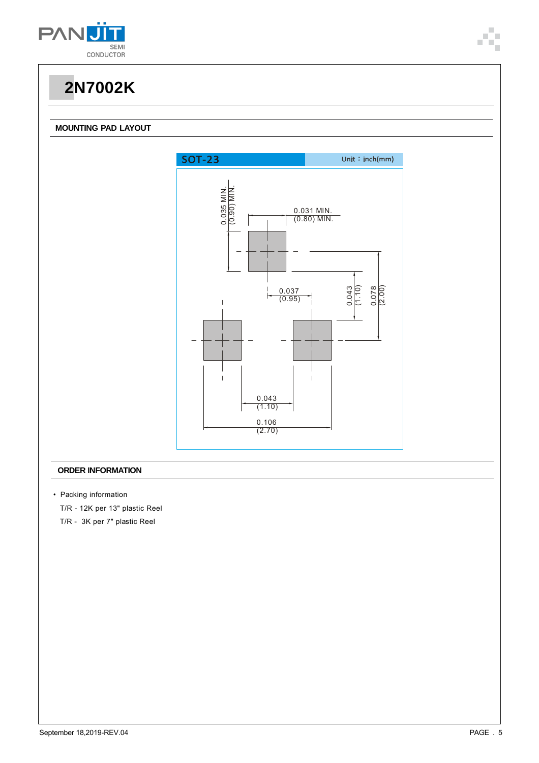# 2N7002K

## MOUNTING PAD LAYOUT

SOT-23 Unit：inch(mm)

0.035 MIN. (0.90) MIN.

0.031 MIN. (0.80) MIN.

0.037 (0.95)

0.043 (1.10)

0.078 (2.00)

0.043 (1.10)

0.106 (2.70)

## ORDER INFORMATION

- Packing information

  T/R - 12K per 13" plastic Reel

  T/R - 3K per 7" plastic Reel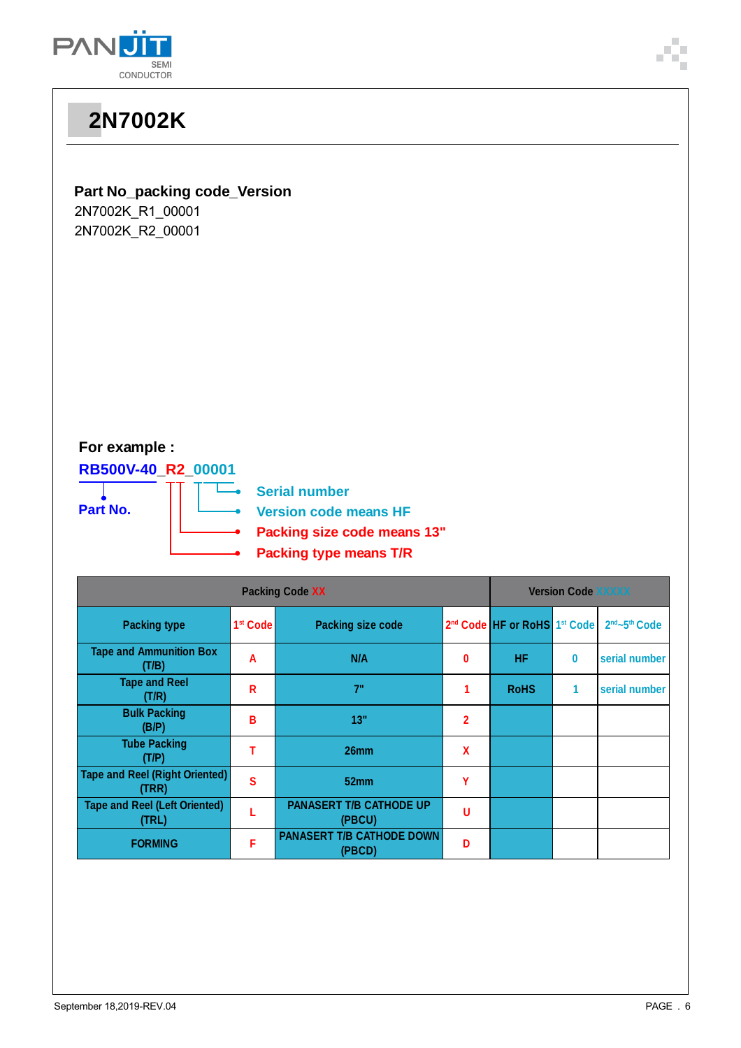# 2N7002K

**Part No_packing code_Version**

2N7002K_R1_00001
2N7002K_R2_00001

**For example :**

**RB500V-40_R2_00001**

**Part No.**

- Serial number
- Version code means HF
- Packing size code means 13"
- Packing type means T/R

| Packing Code XX | | | | Version Code XXXXX | | |
|---|---|---|---|---|---|---|
| Packing type | 1st Code | Packing size code | 2nd Code | HF or RoHS | 1st Code | 2nd~5th Code |
| Tape and Ammunition Box (T/B) | A | N/A | 0 | HF | 0 | serial number |
| Tape and Reel (T/R) | R | 7" | 1 | RoHS | 1 | serial number |
| Bulk Packing (B/P) | B | 13" | 2 | | | |
| Tube Packing (T/P) | T | 26mm | X | | | |
| Tape and Reel (Right Oriented) (TRR) | S | 52mm | Y | | | |
| Tape and Reel (Left Oriented) (TRL) | L | PANASERT T/B CATHODE UP (PBCU) | U | | | |
| FORMING | F | PANASERT T/B CATHODE DOWN (PBCD) | D | | | |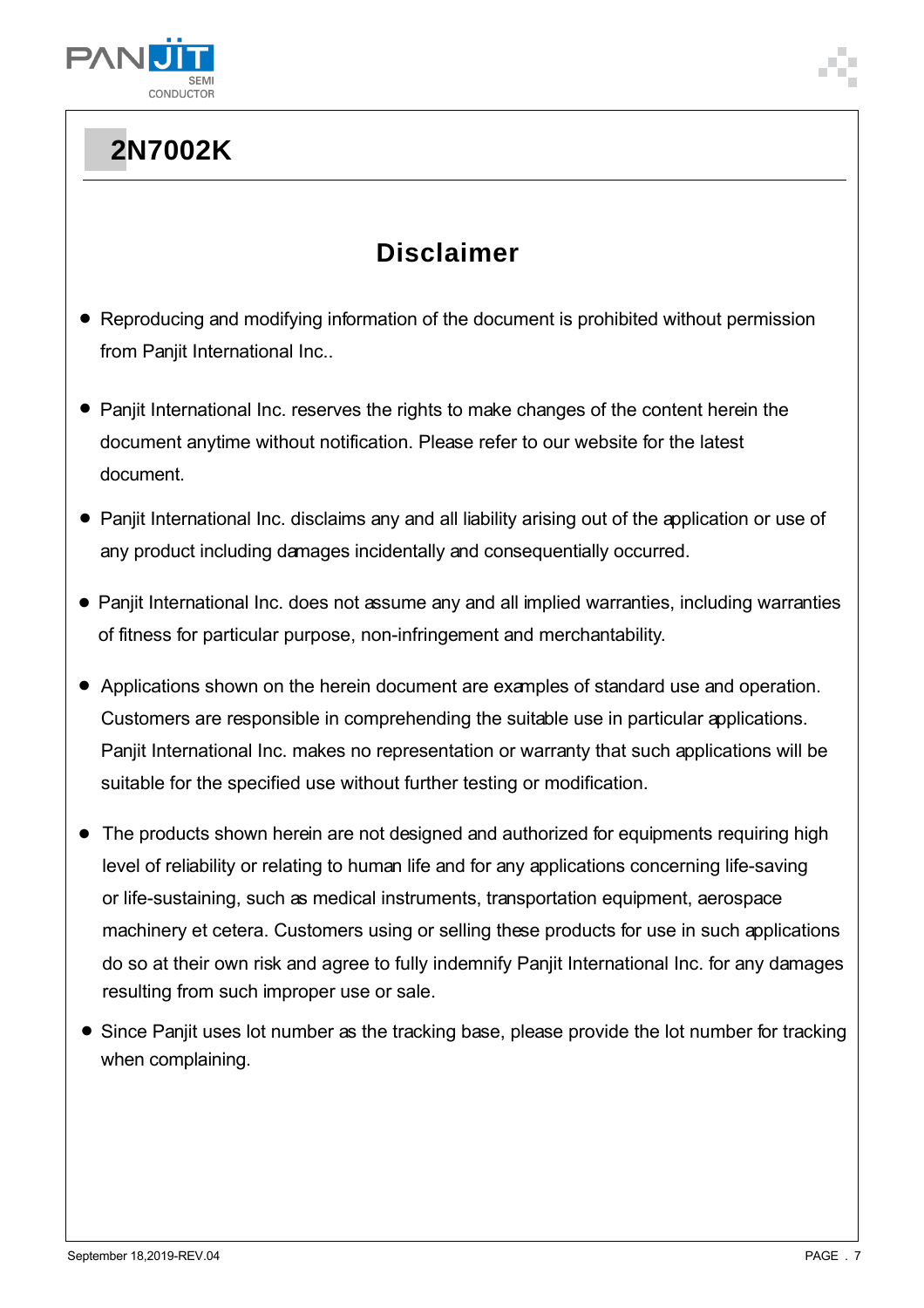# 2N7002K

## Disclaimer

- Reproducing and modifying information of the document is prohibited without permission from Panjit International Inc..
- Panjit International Inc. reserves the rights to make changes of the content herein the document anytime without notification. Please refer to our website for the latest document.
- Panjit International Inc. disclaims any and all liability arising out of the application or use of any product including damages incidentally and consequentially occurred.
- Panjit International Inc. does not assume any and all implied warranties, including warranties of fitness for particular purpose, non-infringement and merchantability.
- Applications shown on the herein document are examples of standard use and operation. Customers are responsible in comprehending the suitable use in particular applications. Panjit International Inc. makes no representation or warranty that such applications will be suitable for the specified use without further testing or modification.
- The products shown herein are not designed and authorized for equipments requiring high level of reliability or relating to human life and for any applications concerning life-saving or life-sustaining, such as medical instruments, transportation equipment, aerospace machinery et cetera. Customers using or selling these products for use in such applications do so at their own risk and agree to fully indemnify Panjit International Inc. for any damages resulting from such improper use or sale.
- Since Panjit uses lot number as the tracking base, please provide the lot number for tracking when complaining.

September 18,2019-REV.04